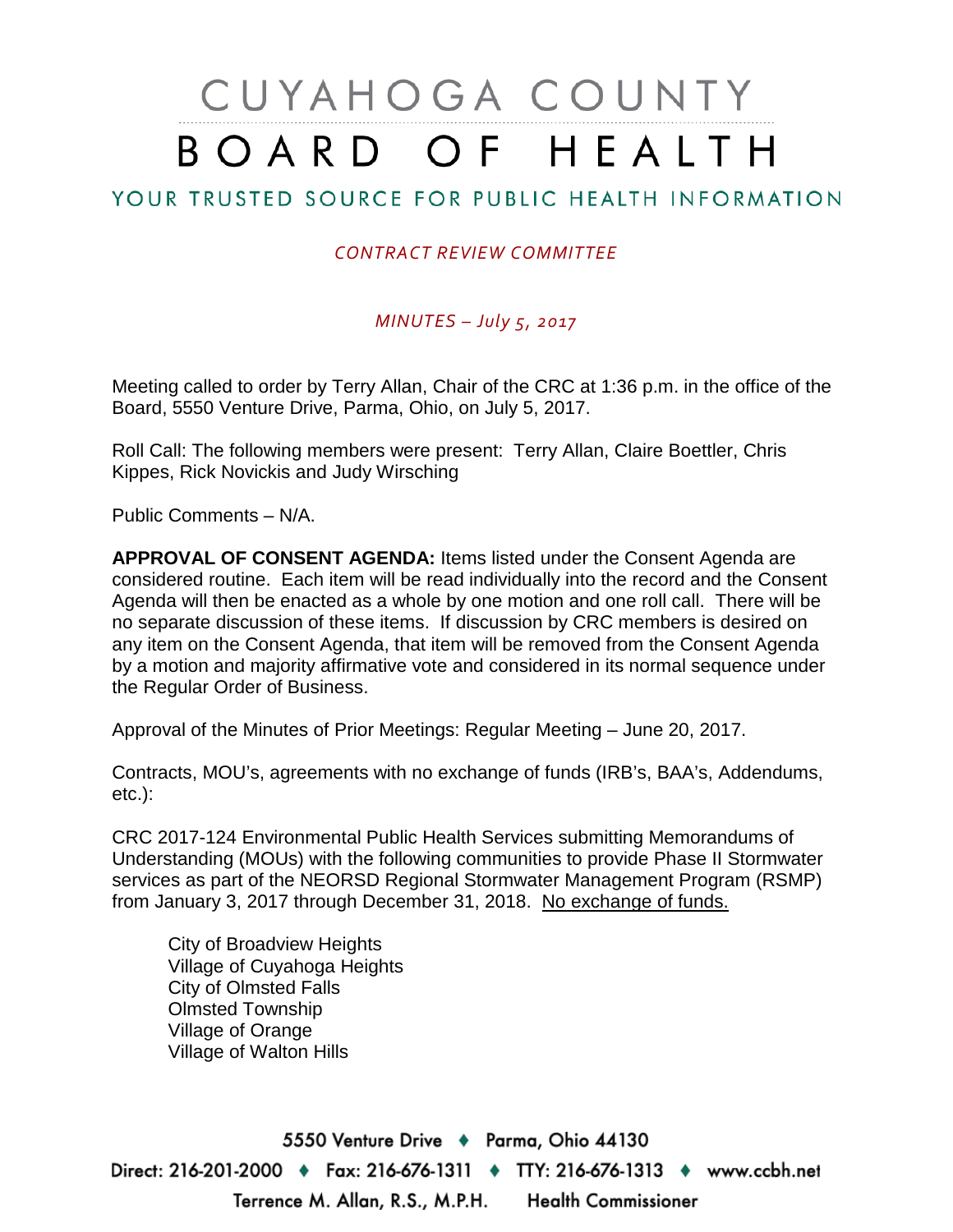# CUYAHOGA COUNTY BOARD OF HEALTH

## YOUR TRUSTED SOURCE FOR PUBLIC HEALTH INFORMATION

*CONTRACT REVIEW COMMITTEE*

*MINUTES – July 5, 2017*

Meeting called to order by Terry Allan, Chair of the CRC at 1:36 p.m. in the office of the Board, 5550 Venture Drive, Parma, Ohio, on July 5, 2017.

Roll Call: The following members were present: Terry Allan, Claire Boettler, Chris Kippes, Rick Novickis and Judy Wirsching

Public Comments – N/A.

**APPROVAL OF CONSENT AGENDA:** Items listed under the Consent Agenda are considered routine. Each item will be read individually into the record and the Consent Agenda will then be enacted as a whole by one motion and one roll call. There will be no separate discussion of these items. If discussion by CRC members is desired on any item on the Consent Agenda, that item will be removed from the Consent Agenda by a motion and majority affirmative vote and considered in its normal sequence under the Regular Order of Business.

Approval of the Minutes of Prior Meetings: Regular Meeting – June 20, 2017.

Contracts, MOU's, agreements with no exchange of funds (IRB's, BAA's, Addendums, etc.):

CRC 2017-124 Environmental Public Health Services submitting Memorandums of Understanding (MOUs) with the following communities to provide Phase II Stormwater services as part of the NEORSD Regional Stormwater Management Program (RSMP) from January 3, 2017 through December 31, 2018. <u>No exchange of funds.</u>

City of Broadview Heights
Village of Cuyahoga Heights
City of Olmsted Falls
Olmsted Township
Village of Orange
Village of Walton Hills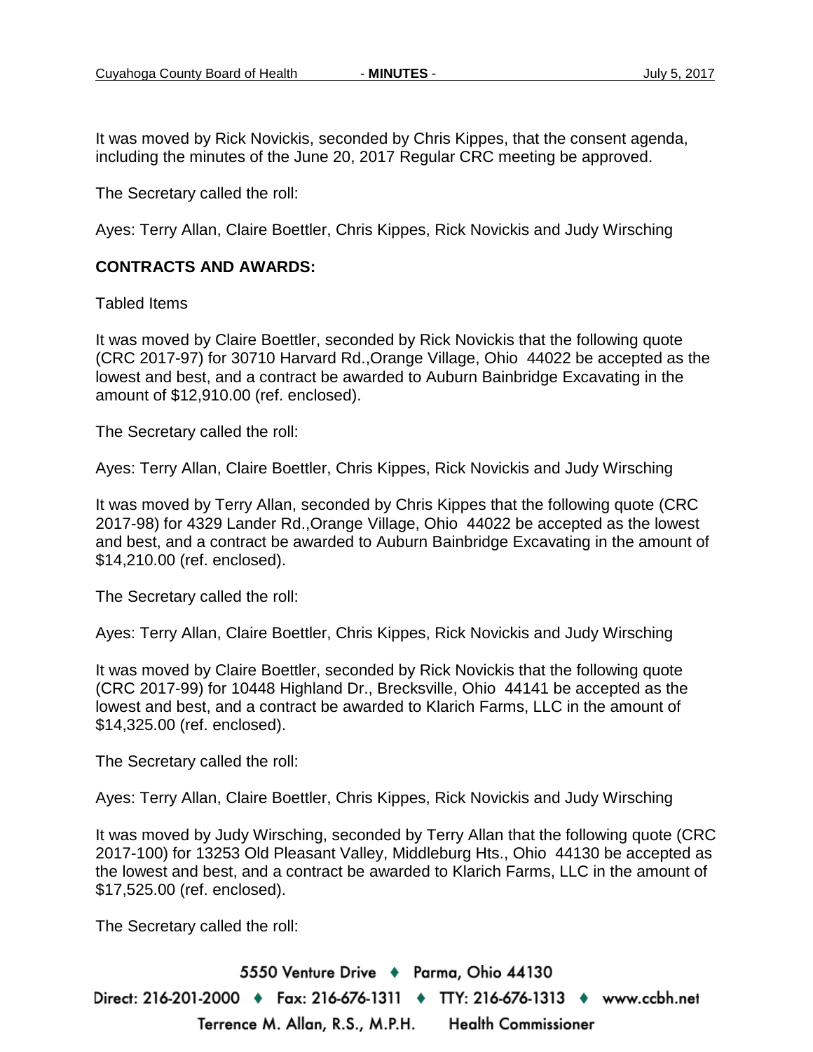It was moved by Rick Novickis, seconded by Chris Kippes, that the consent agenda, including the minutes of the June 20, 2017 Regular CRC meeting be approved.

The Secretary called the roll:

Ayes: Terry Allan, Claire Boettler, Chris Kippes, Rick Novickis and Judy Wirsching

**CONTRACTS AND AWARDS:**

Tabled Items

It was moved by Claire Boettler, seconded by Rick Novickis that the following quote (CRC 2017-97) for 30710 Harvard Rd.,Orange Village, Ohio 44022 be accepted as the lowest and best, and a contract be awarded to Auburn Bainbridge Excavating in the amount of $12,910.00 (ref. enclosed).

The Secretary called the roll:

Ayes: Terry Allan, Claire Boettler, Chris Kippes, Rick Novickis and Judy Wirsching

It was moved by Terry Allan, seconded by Chris Kippes that the following quote (CRC 2017-98) for 4329 Lander Rd.,Orange Village, Ohio 44022 be accepted as the lowest and best, and a contract be awarded to Auburn Bainbridge Excavating in the amount of $14,210.00 (ref. enclosed).

The Secretary called the roll:

Ayes: Terry Allan, Claire Boettler, Chris Kippes, Rick Novickis and Judy Wirsching

It was moved by Claire Boettler, seconded by Rick Novickis that the following quote (CRC 2017-99) for 10448 Highland Dr., Brecksville, Ohio 44141 be accepted as the lowest and best, and a contract be awarded to Klarich Farms, LLC in the amount of $14,325.00 (ref. enclosed).

The Secretary called the roll:

Ayes: Terry Allan, Claire Boettler, Chris Kippes, Rick Novickis and Judy Wirsching

It was moved by Judy Wirsching, seconded by Terry Allan that the following quote (CRC 2017-100) for 13253 Old Pleasant Valley, Middleburg Hts., Ohio 44130 be accepted as the lowest and best, and a contract be awarded to Klarich Farms, LLC in the amount of $17,525.00 (ref. enclosed).

The Secretary called the roll: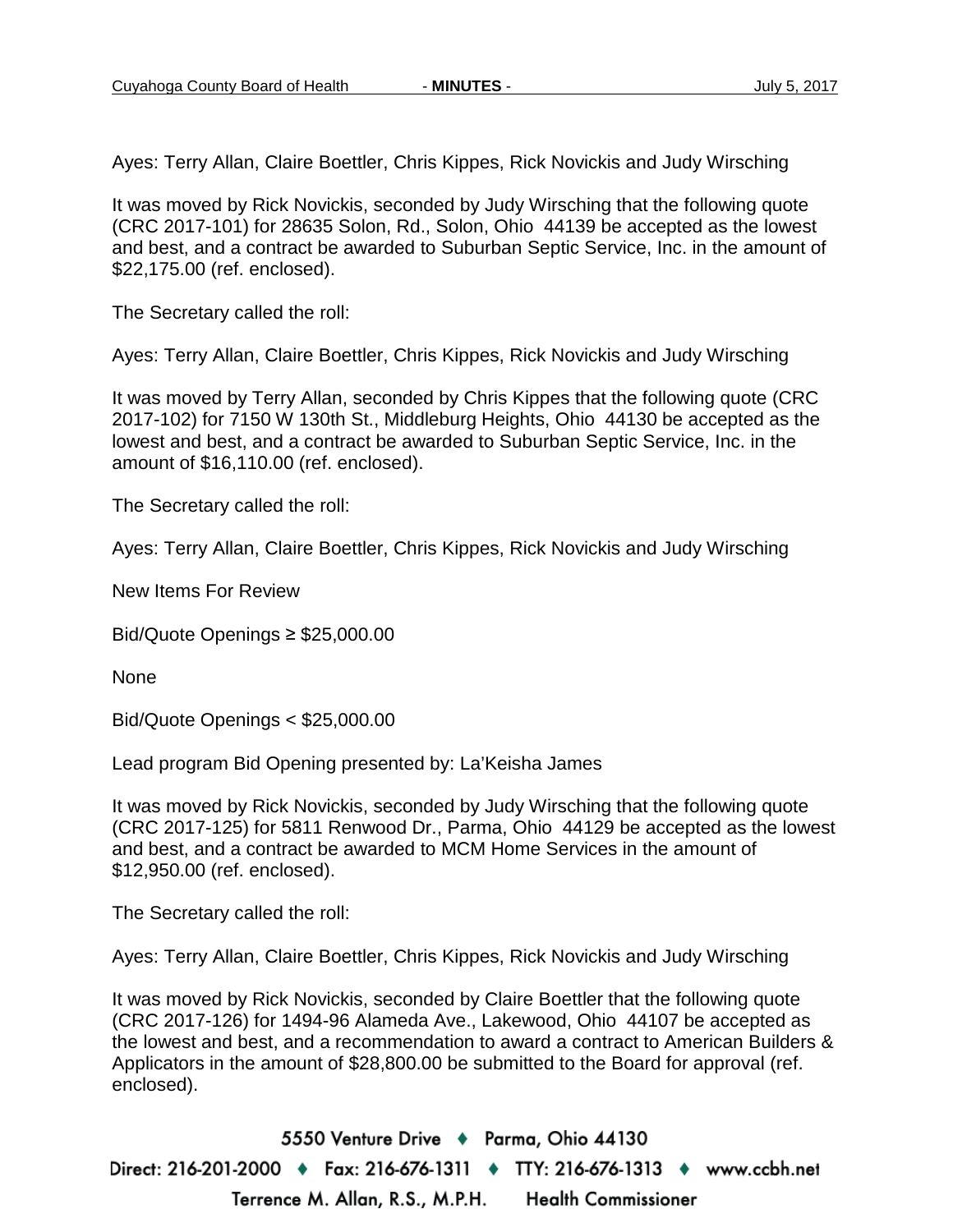Ayes: Terry Allan, Claire Boettler, Chris Kippes, Rick Novickis and Judy Wirsching

It was moved by Rick Novickis, seconded by Judy Wirsching that the following quote (CRC 2017-101) for 28635 Solon, Rd., Solon, Ohio 44139 be accepted as the lowest and best, and a contract be awarded to Suburban Septic Service, Inc. in the amount of $22,175.00 (ref. enclosed).

The Secretary called the roll:

Ayes: Terry Allan, Claire Boettler, Chris Kippes, Rick Novickis and Judy Wirsching

It was moved by Terry Allan, seconded by Chris Kippes that the following quote (CRC 2017-102) for 7150 W 130th St., Middleburg Heights, Ohio 44130 be accepted as the lowest and best, and a contract be awarded to Suburban Septic Service, Inc. in the amount of $16,110.00 (ref. enclosed).

The Secretary called the roll:

Ayes: Terry Allan, Claire Boettler, Chris Kippes, Rick Novickis and Judy Wirsching

New Items For Review

Bid/Quote Openings ≥ $25,000.00

None

Bid/Quote Openings < $25,000.00

Lead program Bid Opening presented by: La'Keisha James

It was moved by Rick Novickis, seconded by Judy Wirsching that the following quote (CRC 2017-125) for 5811 Renwood Dr., Parma, Ohio 44129 be accepted as the lowest and best, and a contract be awarded to MCM Home Services in the amount of $12,950.00 (ref. enclosed).

The Secretary called the roll:

Ayes: Terry Allan, Claire Boettler, Chris Kippes, Rick Novickis and Judy Wirsching

It was moved by Rick Novickis, seconded by Claire Boettler that the following quote (CRC 2017-126) for 1494-96 Alameda Ave., Lakewood, Ohio 44107 be accepted as the lowest and best, and a recommendation to award a contract to American Builders & Applicators in the amount of $28,800.00 be submitted to the Board for approval (ref. enclosed).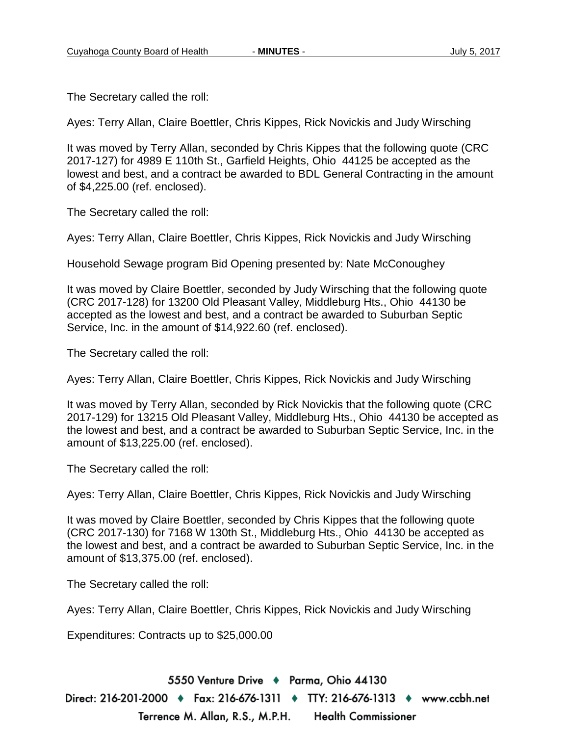The Secretary called the roll:

Ayes: Terry Allan, Claire Boettler, Chris Kippes, Rick Novickis and Judy Wirsching

It was moved by Terry Allan, seconded by Chris Kippes that the following quote (CRC 2017-127) for 4989 E 110th St., Garfield Heights, Ohio 44125 be accepted as the lowest and best, and a contract be awarded to BDL General Contracting in the amount of $4,225.00 (ref. enclosed).

The Secretary called the roll:

Ayes: Terry Allan, Claire Boettler, Chris Kippes, Rick Novickis and Judy Wirsching

Household Sewage program Bid Opening presented by: Nate McConoughey

It was moved by Claire Boettler, seconded by Judy Wirsching that the following quote (CRC 2017-128) for 13200 Old Pleasant Valley, Middleburg Hts., Ohio 44130 be accepted as the lowest and best, and a contract be awarded to Suburban Septic Service, Inc. in the amount of $14,922.60 (ref. enclosed).

The Secretary called the roll:

Ayes: Terry Allan, Claire Boettler, Chris Kippes, Rick Novickis and Judy Wirsching

It was moved by Terry Allan, seconded by Rick Novickis that the following quote (CRC 2017-129) for 13215 Old Pleasant Valley, Middleburg Hts., Ohio 44130 be accepted as the lowest and best, and a contract be awarded to Suburban Septic Service, Inc. in the amount of $13,225.00 (ref. enclosed).

The Secretary called the roll:

Ayes: Terry Allan, Claire Boettler, Chris Kippes, Rick Novickis and Judy Wirsching

It was moved by Claire Boettler, seconded by Chris Kippes that the following quote (CRC 2017-130) for 7168 W 130th St., Middleburg Hts., Ohio 44130 be accepted as the lowest and best, and a contract be awarded to Suburban Septic Service, Inc. in the amount of $13,375.00 (ref. enclosed).

The Secretary called the roll:

Ayes: Terry Allan, Claire Boettler, Chris Kippes, Rick Novickis and Judy Wirsching

Expenditures: Contracts up to $25,000.00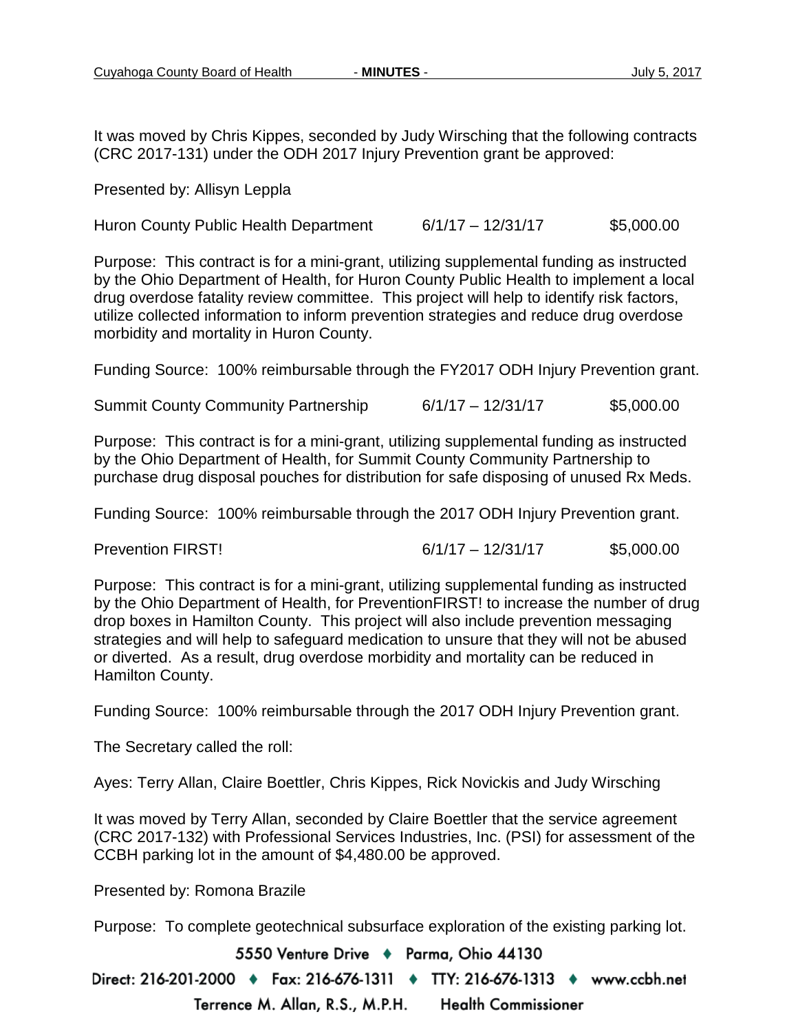It was moved by Chris Kippes, seconded by Judy Wirsching that the following contracts (CRC 2017-131) under the ODH 2017 Injury Prevention grant be approved:

Presented by: Allisyn Leppla

Huron County Public Health Department 6/1/17 – 12/31/17 $5,000.00

Purpose: This contract is for a mini-grant, utilizing supplemental funding as instructed by the Ohio Department of Health, for Huron County Public Health to implement a local drug overdose fatality review committee. This project will help to identify risk factors, utilize collected information to inform prevention strategies and reduce drug overdose morbidity and mortality in Huron County.

Funding Source: 100% reimbursable through the FY2017 ODH Injury Prevention grant.

Summit County Community Partnership 6/1/17 – 12/31/17 $5,000.00

Purpose: This contract is for a mini-grant, utilizing supplemental funding as instructed by the Ohio Department of Health, for Summit County Community Partnership to purchase drug disposal pouches for distribution for safe disposing of unused Rx Meds.

Funding Source: 100% reimbursable through the 2017 ODH Injury Prevention grant.

Prevention FIRST! 6/1/17 – 12/31/17 $5,000.00

Purpose: This contract is for a mini-grant, utilizing supplemental funding as instructed by the Ohio Department of Health, for PreventionFIRST! to increase the number of drug drop boxes in Hamilton County. This project will also include prevention messaging strategies and will help to safeguard medication to unsure that they will not be abused or diverted. As a result, drug overdose morbidity and mortality can be reduced in Hamilton County.

Funding Source: 100% reimbursable through the 2017 ODH Injury Prevention grant.

The Secretary called the roll:

Ayes: Terry Allan, Claire Boettler, Chris Kippes, Rick Novickis and Judy Wirsching

It was moved by Terry Allan, seconded by Claire Boettler that the service agreement (CRC 2017-132) with Professional Services Industries, Inc. (PSI) for assessment of the CCBH parking lot in the amount of $4,480.00 be approved.

Presented by: Romona Brazile

Purpose: To complete geotechnical subsurface exploration of the existing parking lot.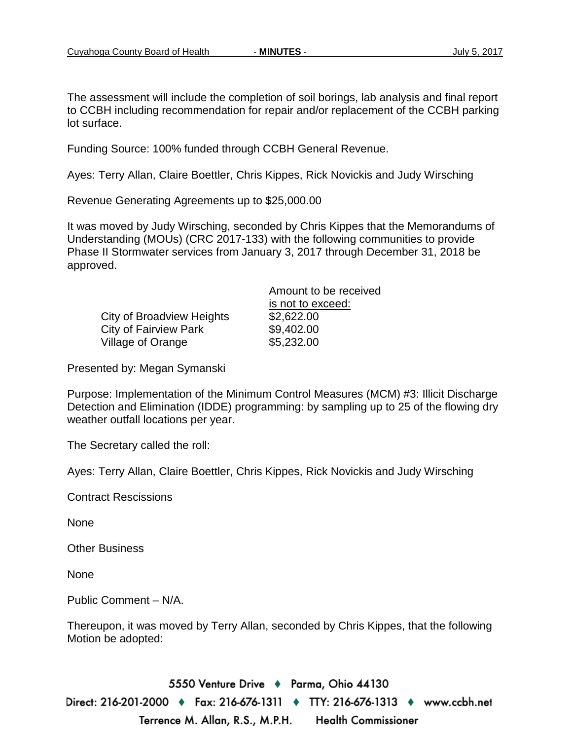The assessment will include the completion of soil borings, lab analysis and final report to CCBH including recommendation for repair and/or replacement of the CCBH parking lot surface.

Funding Source: 100% funded through CCBH General Revenue.

Ayes: Terry Allan, Claire Boettler, Chris Kippes, Rick Novickis and Judy Wirsching

Revenue Generating Agreements up to $25,000.00

It was moved by Judy Wirsching, seconded by Chris Kippes that the Memorandums of Understanding (MOUs) (CRC 2017-133) with the following communities to provide Phase II Stormwater services from January 3, 2017 through December 31, 2018 be approved.

| | Amount to be received is not to exceed: |
|---|---|
| City of Broadview Heights | $2,622.00 |
| City of Fairview Park | $9,402.00 |
| Village of Orange | $5,232.00 |

Presented by: Megan Symanski

Purpose: Implementation of the Minimum Control Measures (MCM) #3: Illicit Discharge Detection and Elimination (IDDE) programming: by sampling up to 25 of the flowing dry weather outfall locations per year.

The Secretary called the roll:

Ayes: Terry Allan, Claire Boettler, Chris Kippes, Rick Novickis and Judy Wirsching

Contract Rescissions

None

Other Business

None

Public Comment – N/A.

Thereupon, it was moved by Terry Allan, seconded by Chris Kippes, that the following Motion be adopted: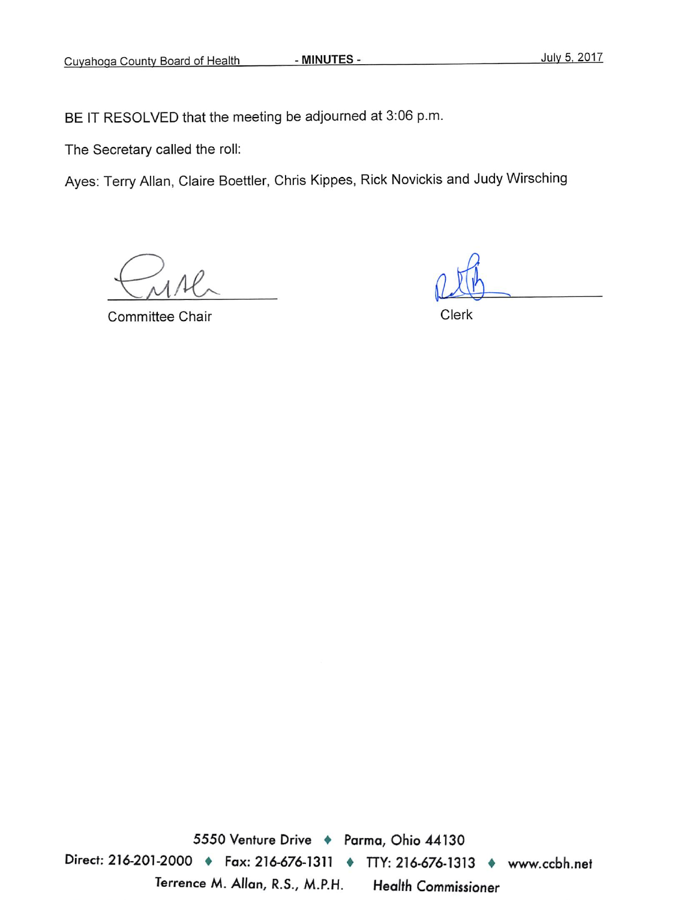BE IT RESOLVED that the meeting be adjourned at 3:06 p.m.

The Secretary called the roll:

Ayes: Terry Allan, Claire Boettler, Chris Kippes, Rick Novickis and Judy Wirsching

Committee Chair

Clerk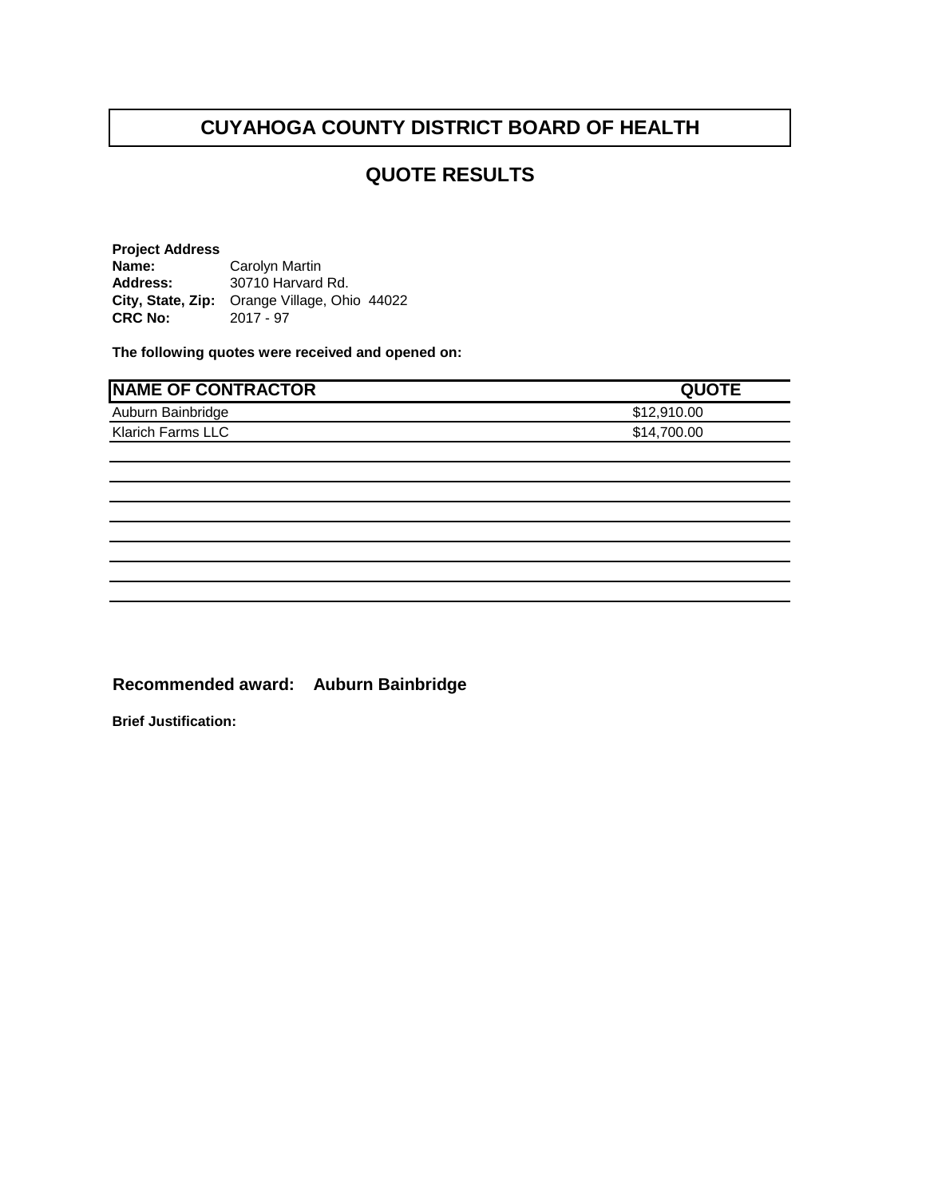# CUYAHOGA COUNTY DISTRICT BOARD OF HEALTH

## QUOTE RESULTS

**Project Address**
**Name:** Carolyn Martin
**Address:** 30710 Harvard Rd.
**City, State, Zip:** Orange Village, Ohio 44022
**CRC No:** 2017 - 97

**The following quotes were received and opened on:**

| NAME OF CONTRACTOR | QUOTE |
|---|---|
| Auburn Bainbridge | $12,910.00 |
| Klarich Farms LLC | $14,700.00 |

**Recommended award: Auburn Bainbridge**

**Brief Justification:**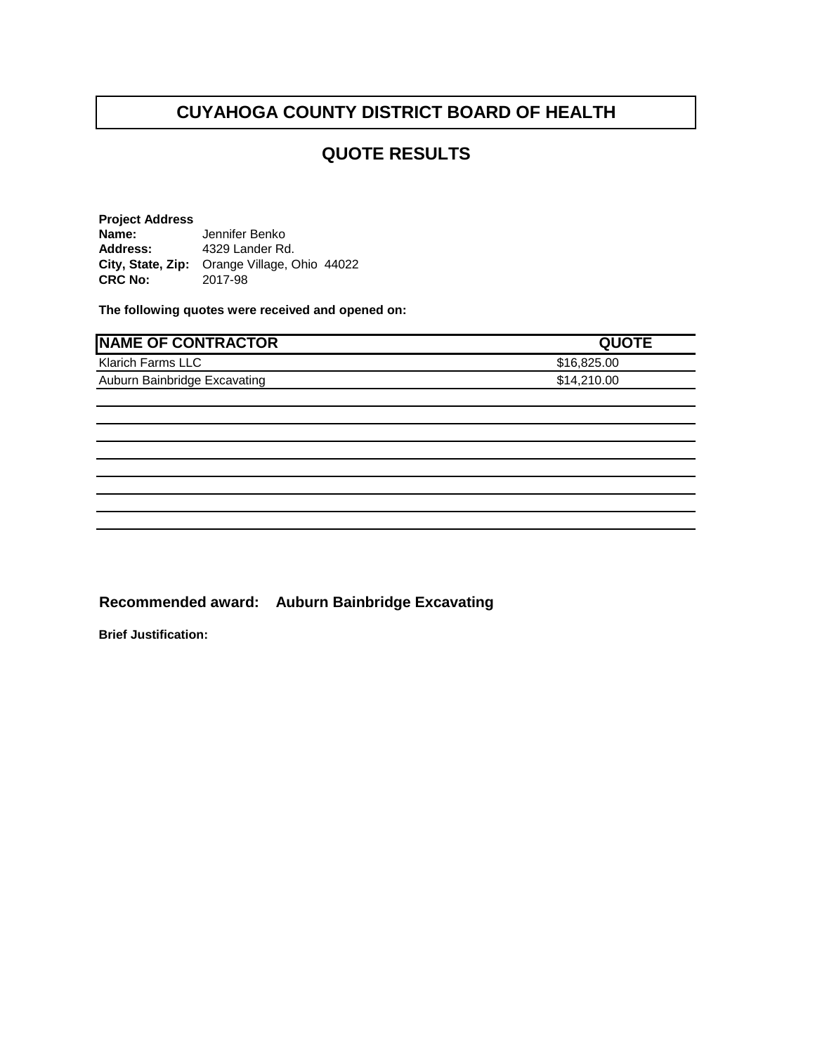# CUYAHOGA COUNTY DISTRICT BOARD OF HEALTH

## QUOTE RESULTS

**Project Address**
**Name:** Jennifer Benko
**Address:** 4329 Lander Rd.
**City, State, Zip:** Orange Village, Ohio 44022
**CRC No:** 2017-98

**The following quotes were received and opened on:**

| NAME OF CONTRACTOR | QUOTE |
|---|---|
| Klarich Farms LLC | $16,825.00 |
| Auburn Bainbridge Excavating | $14,210.00 |
| | |
| | |
| | |
| | |
| | |
| | |
| | |
| | |

**Recommended award: Auburn Bainbridge Excavating**

**Brief Justification:**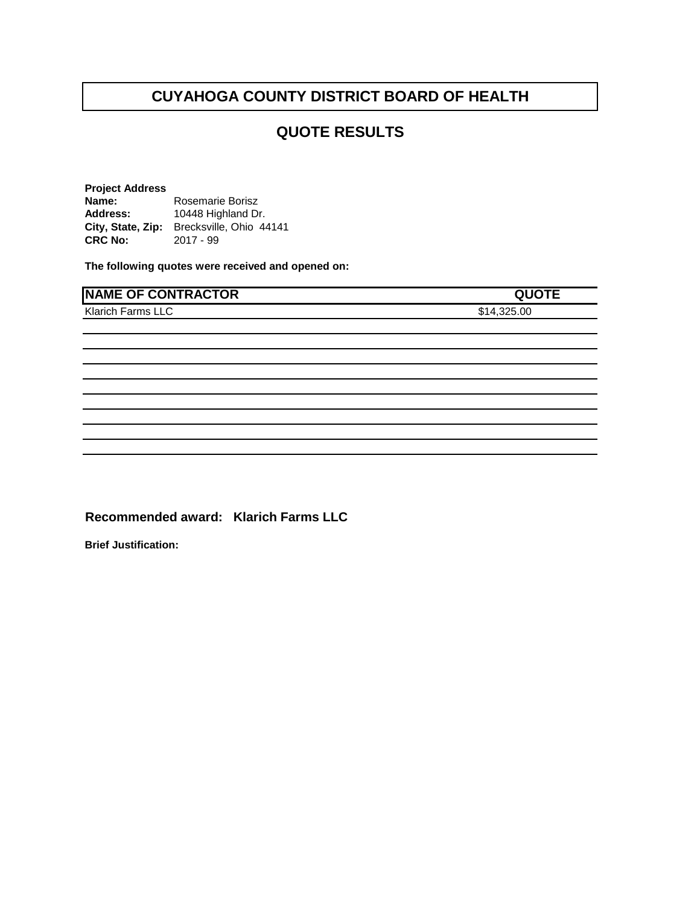# CUYAHOGA COUNTY DISTRICT BOARD OF HEALTH

## QUOTE RESULTS

**Project Address**
**Name:** Rosemarie Borisz
**Address:** 10448 Highland Dr.
**City, State, Zip:** Brecksville, Ohio 44141
**CRC No:** 2017 - 99

**The following quotes were received and opened on:**

| NAME OF CONTRACTOR | QUOTE |
|---|---|
| Klarich Farms LLC | $14,325.00 |

**Recommended award: Klarich Farms LLC**

**Brief Justification:**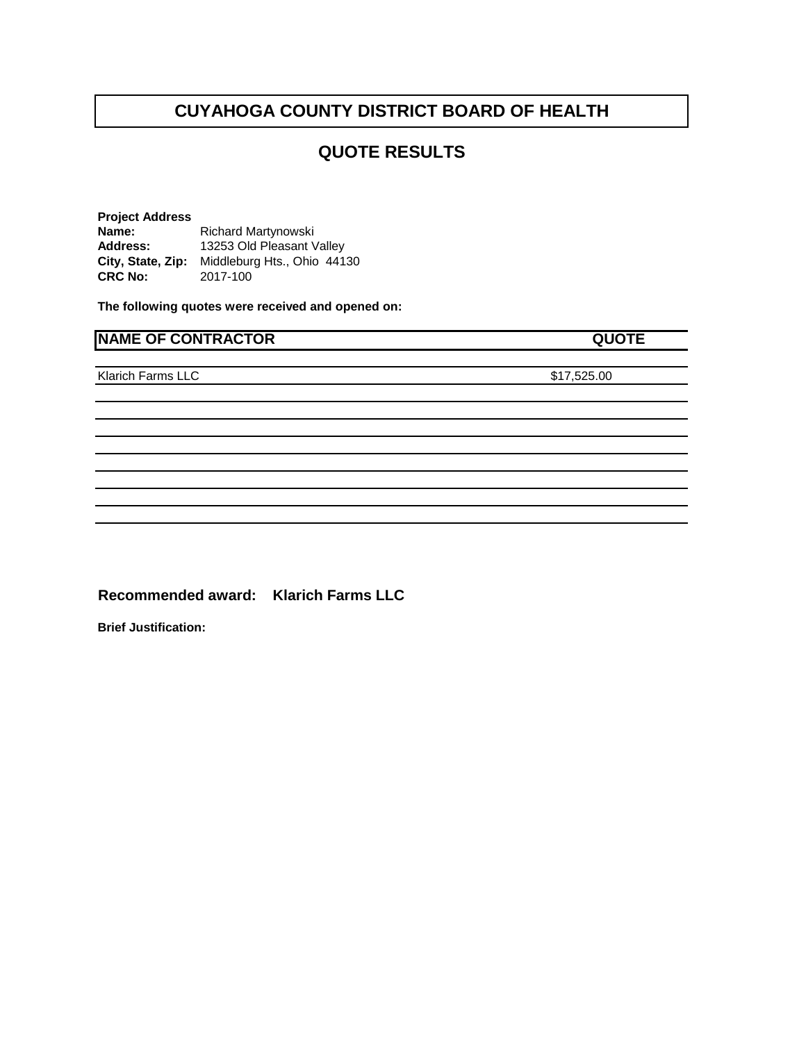# CUYAHOGA COUNTY DISTRICT BOARD OF HEALTH

## QUOTE RESULTS

**Project Address**
**Name:** Richard Martynowski
**Address:** 13253 Old Pleasant Valley
**City, State, Zip:** Middleburg Hts., Ohio 44130
**CRC No:** 2017-100

**The following quotes were received and opened on:**

| NAME OF CONTRACTOR | QUOTE |
|---|---|
| Klarich Farms LLC | $17,525.00 |

### Recommended award: Klarich Farms LLC

**Brief Justification:**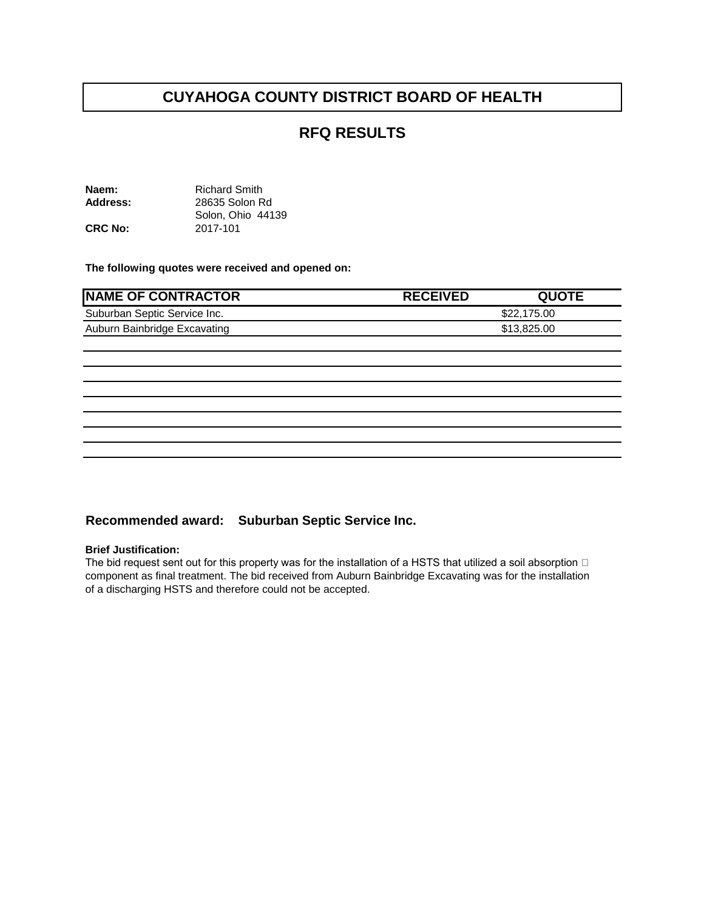# CUYAHOGA COUNTY DISTRICT BOARD OF HEALTH

## RFQ RESULTS

**Naem:** Richard Smith
**Address:** 28635 Solon Rd
Solon, Ohio 44139
**CRC No:** 2017-101

**The following quotes were received and opened on:**

| NAME OF CONTRACTOR | RECEIVED | QUOTE |
|---|---|---|
| Suburban Septic Service Inc. | | $22,175.00 |
| Auburn Bainbridge Excavating | | $13,825.00 |
| | | |
| | | |
| | | |
| | | |
| | | |
| | | |
| | | |
| | | |

### Recommended award: Suburban Septic Service Inc.

**Brief Justification:**
The bid request sent out for this property was for the installation of a HSTS that utilized a soil absorption component as final treatment. The bid received from Auburn Bainbridge Excavating was for the installation of a discharging HSTS and therefore could not be accepted.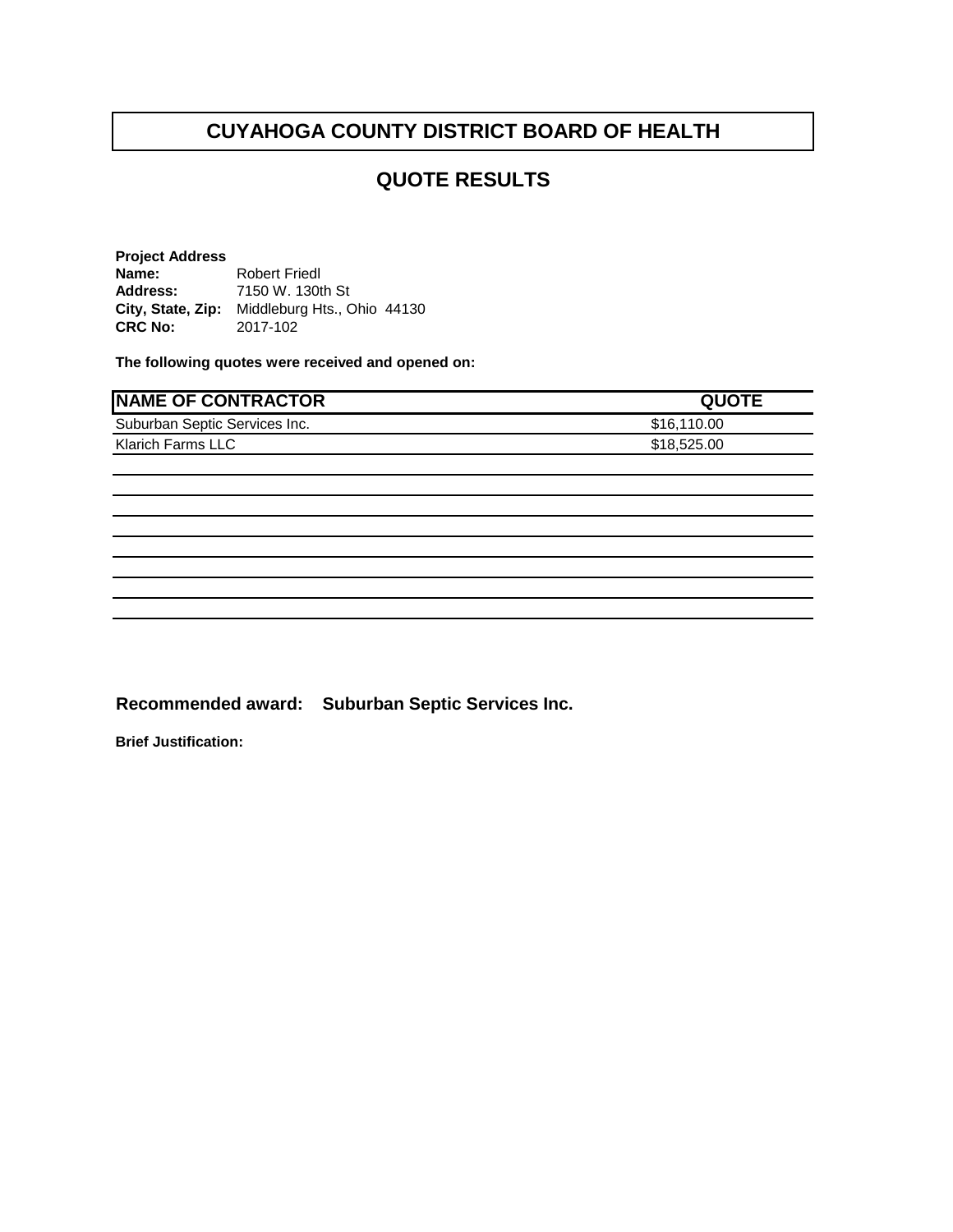# CUYAHOGA COUNTY DISTRICT BOARD OF HEALTH

## QUOTE RESULTS

**Project Address**
**Name:** Robert Friedl
**Address:** 7150 W. 130th St
**City, State, Zip:** Middleburg Hts., Ohio 44130
**CRC No:** 2017-102

**The following quotes were received and opened on:**

| NAME OF CONTRACTOR | QUOTE |
| --- | --- |
| Suburban Septic Services Inc. | $16,110.00 |
| Klarich Farms LLC | $18,525.00 |

**Recommended award: Suburban Septic Services Inc.**

**Brief Justification:**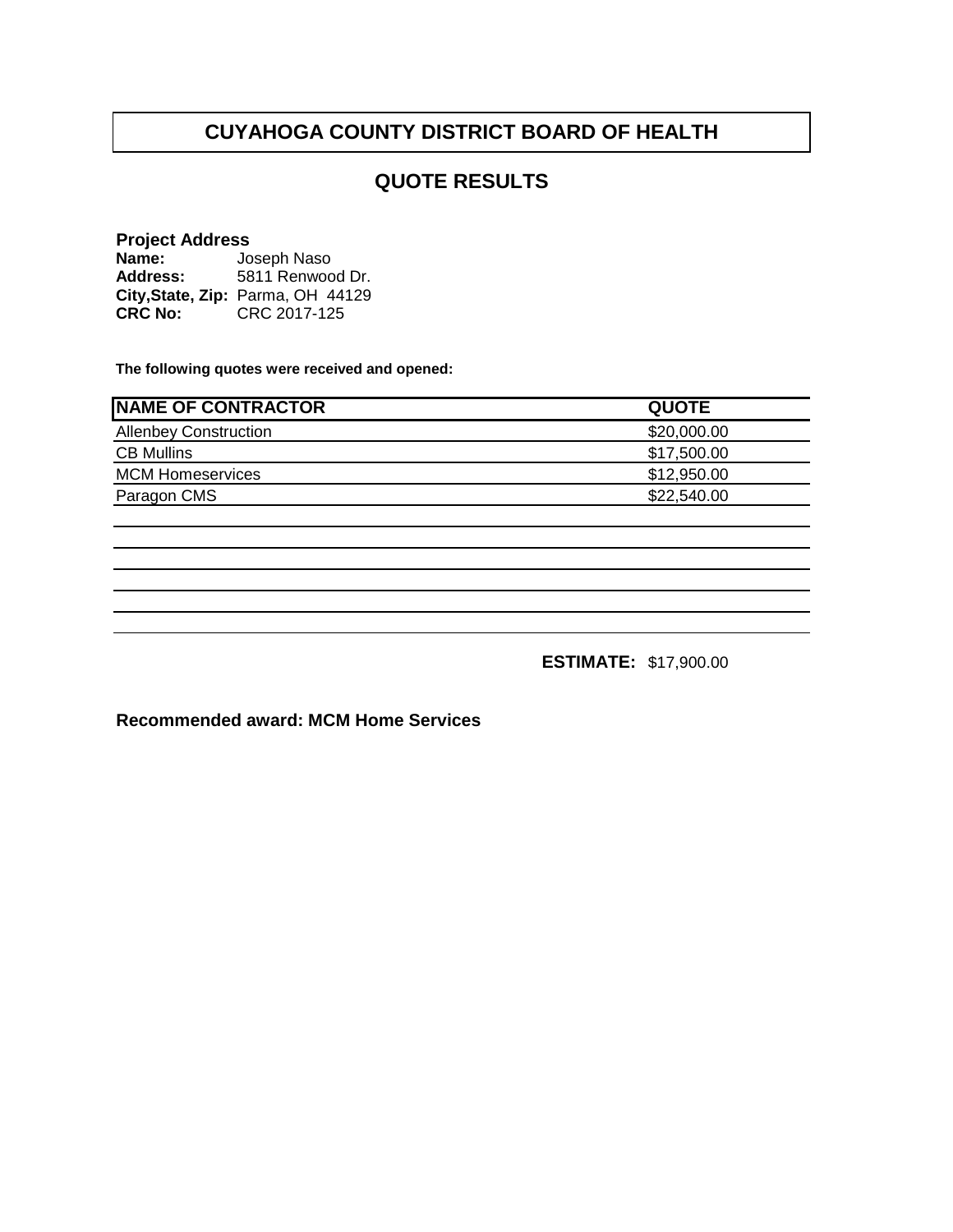# CUYAHOGA COUNTY DISTRICT BOARD OF HEALTH

## QUOTE RESULTS

**Project Address**
**Name:** Joseph Naso
**Address:** 5811 Renwood Dr.
**City,State, Zip:** Parma, OH 44129
**CRC No:** CRC 2017-125

**The following quotes were received and opened:**

| NAME OF CONTRACTOR | QUOTE |
|---|---|
| Allenbey Construction | $20,000.00 |
| CB Mullins | $17,500.00 |
| MCM Homeservices | $12,950.00 |
| Paragon CMS | $22,540.00 |

**ESTIMATE:** $17,900.00

**Recommended award: MCM Home Services**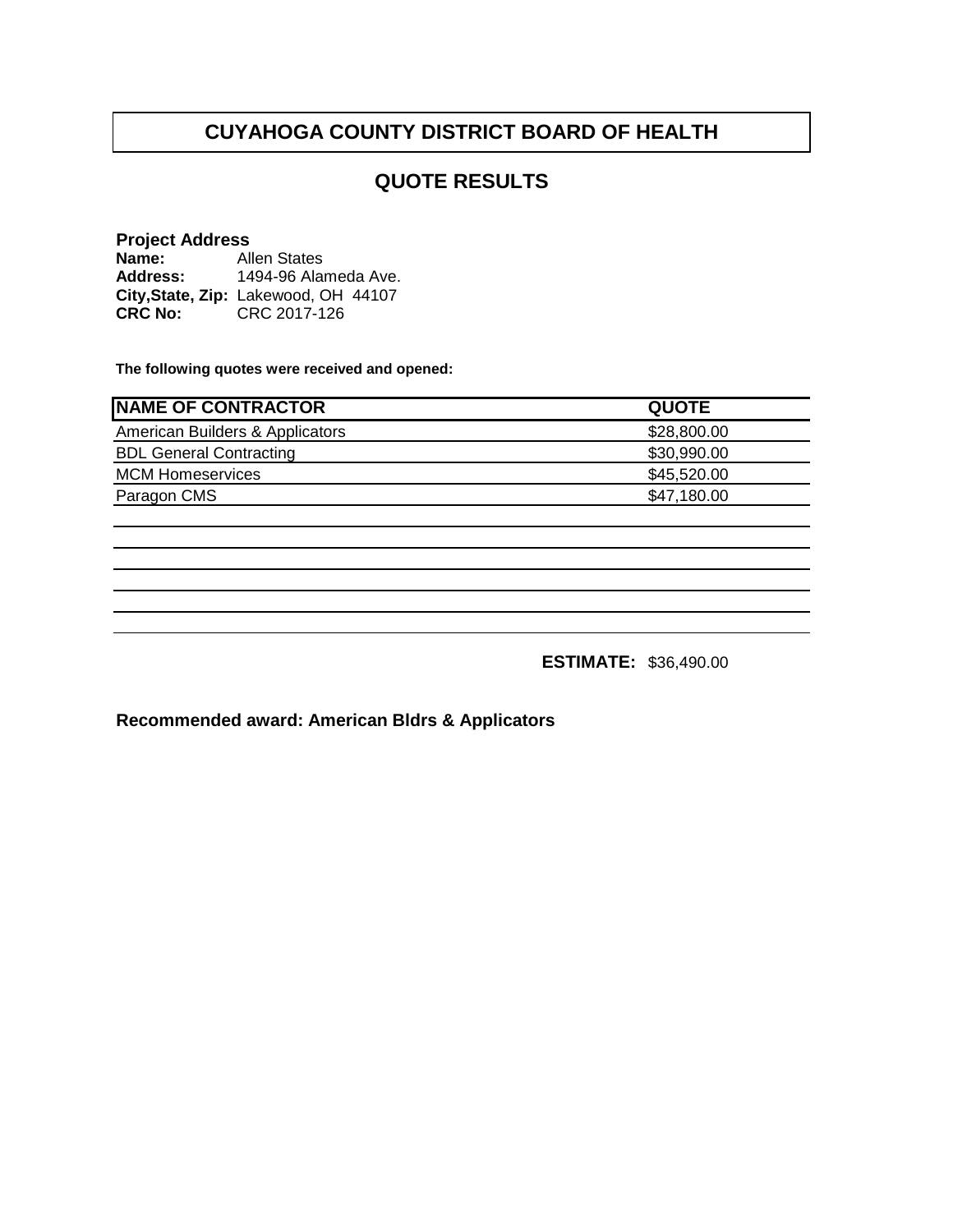# CUYAHOGA COUNTY DISTRICT BOARD OF HEALTH

## QUOTE RESULTS

**Project Address**
**Name:** Allen States
**Address:** 1494-96 Alameda Ave.
**City,State, Zip:** Lakewood, OH 44107
**CRC No:** CRC 2017-126

**The following quotes were received and opened:**

| NAME OF CONTRACTOR | QUOTE |
|---|---|
| American Builders & Applicators | $28,800.00 |
| BDL General Contracting | $30,990.00 |
| MCM Homeservices | $45,520.00 |
| Paragon CMS | $47,180.00 |

**ESTIMATE:** $36,490.00

**Recommended award: American Bldrs & Applicators**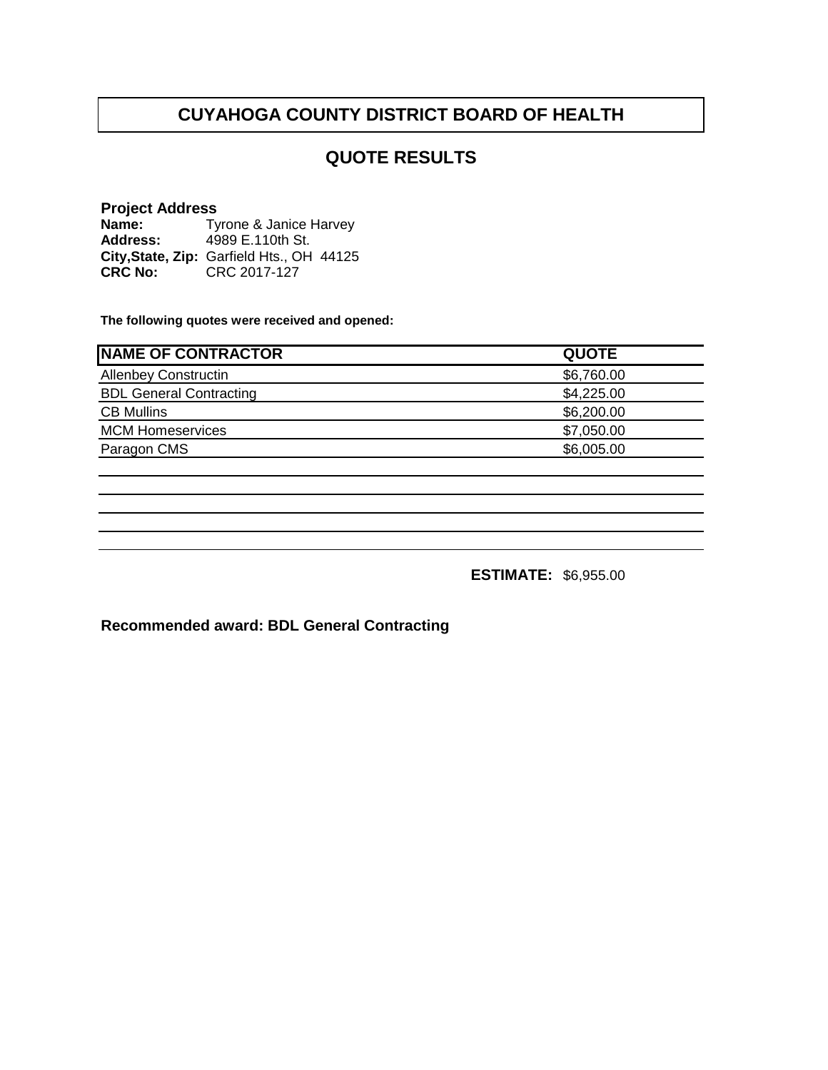# CUYAHOGA COUNTY DISTRICT BOARD OF HEALTH

## QUOTE RESULTS

**Project Address**
**Name:** Tyrone & Janice Harvey
**Address:** 4989 E.110th St.
**City,State, Zip:** Garfield Hts., OH 44125
**CRC No:** CRC 2017-127

**The following quotes were received and opened:**

| NAME OF CONTRACTOR | QUOTE |
|---|---|
| Allenbey Constructin | $6,760.00 |
| BDL General Contracting | $4,225.00 |
| CB Mullins | $6,200.00 |
| MCM Homeservices | $7,050.00 |
| Paragon CMS | $6,005.00 |

**ESTIMATE:** $6,955.00

**Recommended award: BDL General Contracting**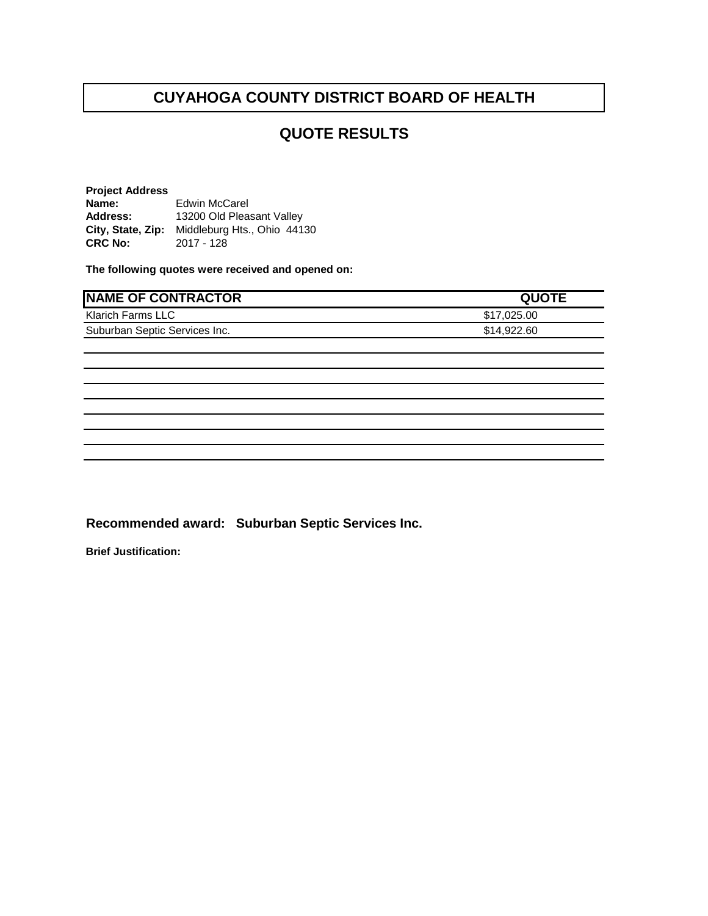# CUYAHOGA COUNTY DISTRICT BOARD OF HEALTH

## QUOTE RESULTS

**Project Address**
**Name:** Edwin McCarel
**Address:** 13200 Old Pleasant Valley
**City, State, Zip:** Middleburg Hts., Ohio 44130
**CRC No:** 2017 - 128

**The following quotes were received and opened on:**

| NAME OF CONTRACTOR | QUOTE |
|---|---|
| Klarich Farms LLC | $17,025.00 |
| Suburban Septic Services Inc. | $14,922.60 |

**Recommended award: Suburban Septic Services Inc.**

**Brief Justification:**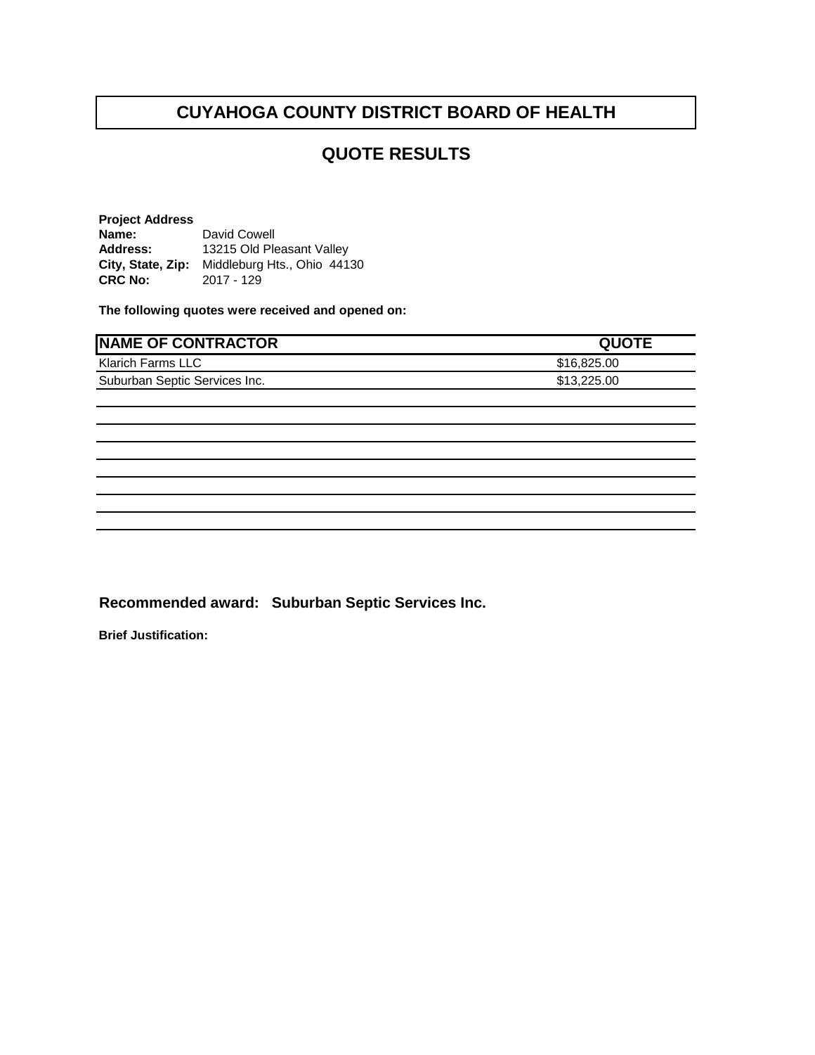# CUYAHOGA COUNTY DISTRICT BOARD OF HEALTH

## QUOTE RESULTS

**Project Address**
**Name:** David Cowell
**Address:** 13215 Old Pleasant Valley
**City, State, Zip:** Middleburg Hts., Ohio 44130
**CRC No:** 2017 - 129

**The following quotes were received and opened on:**

| NAME OF CONTRACTOR | QUOTE |
|---|---|
| Klarich Farms LLC | $16,825.00 |
| Suburban Septic Services Inc. | $13,225.00 |
| | |
| | |
| | |
| | |
| | |
| | |
| | |
| | |

**Recommended award: Suburban Septic Services Inc.**

**Brief Justification:**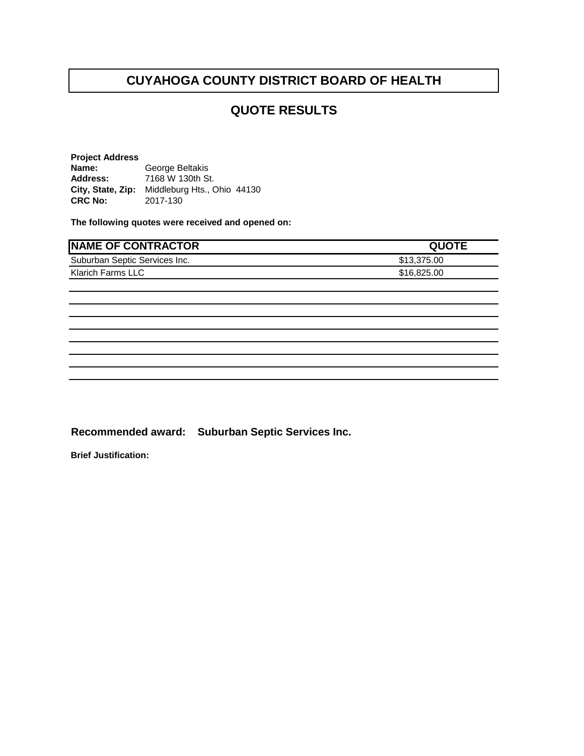# CUYAHOGA COUNTY DISTRICT BOARD OF HEALTH

## QUOTE RESULTS

**Project Address**
**Name:** George Beltakis
**Address:** 7168 W 130th St.
**City, State, Zip:** Middleburg Hts., Ohio 44130
**CRC No:** 2017-130

**The following quotes were received and opened on:**

| NAME OF CONTRACTOR | QUOTE |
|---|---|
| Suburban Septic Services Inc. | $13,375.00 |
| Klarich Farms LLC | $16,825.00 |

**Recommended award: Suburban Septic Services Inc.**

**Brief Justification:**